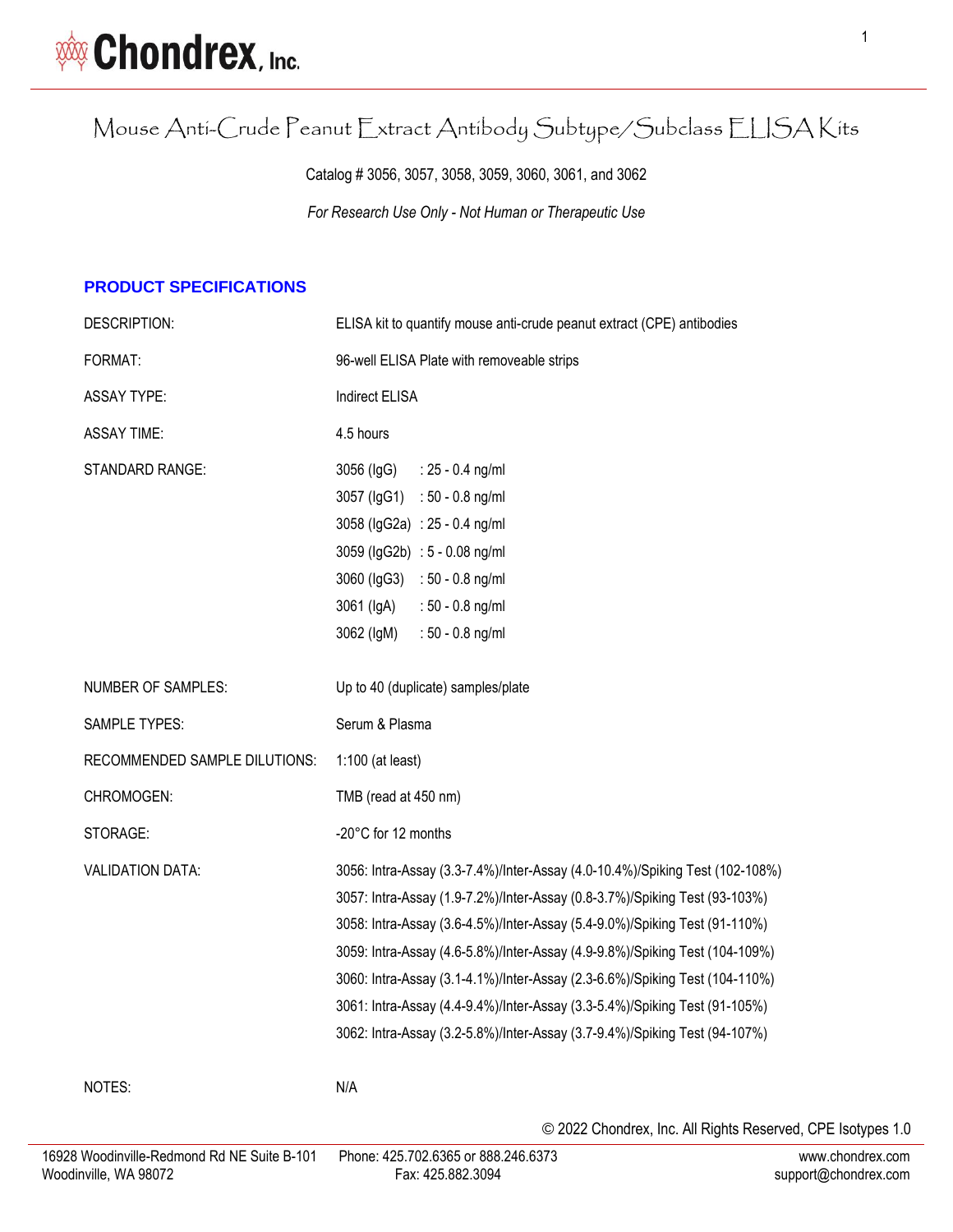# Mouse Anti-Crude Peanut Extract Antibody Subtype/Subclass ELISA Kits

Catalog # 3056, 3057, 3058, 3059, 3060, 3061, and 3062

*For Research Use Only - Not Human or Therapeutic Use*

## PRODUCT SPECIFICATIONS

| | |
|---|---|
| DESCRIPTION: | ELISA kit to quantify mouse anti-crude peanut extract (CPE) antibodies |
| FORMAT: | 96-well ELISA Plate with removeable strips |
| ASSAY TYPE: | Indirect ELISA |
| ASSAY TIME: | 4.5 hours |
| STANDARD RANGE: | 3056 (IgG) : 25 - 0.4 ng/ml<br>3057 (IgG1) : 50 - 0.8 ng/ml<br>3058 (IgG2a) : 25 - 0.4 ng/ml<br>3059 (IgG2b) : 5 - 0.08 ng/ml<br>3060 (IgG3) : 50 - 0.8 ng/ml<br>3061 (IgA) : 50 - 0.8 ng/ml<br>3062 (IgM) : 50 - 0.8 ng/ml |
| NUMBER OF SAMPLES: | Up to 40 (duplicate) samples/plate |
| SAMPLE TYPES: | Serum & Plasma |
| RECOMMENDED SAMPLE DILUTIONS: | 1:100 (at least) |
| CHROMOGEN: | TMB (read at 450 nm) |
| STORAGE: | -20°C for 12 months |
| VALIDATION DATA: | 3056: Intra-Assay (3.3-7.4%)/Inter-Assay (4.0-10.4%)/Spiking Test (102-108%)<br>3057: Intra-Assay (1.9-7.2%)/Inter-Assay (0.8-3.7%)/Spiking Test (93-103%)<br>3058: Intra-Assay (3.6-4.5%)/Inter-Assay (5.4-9.0%)/Spiking Test (91-110%)<br>3059: Intra-Assay (4.6-5.8%)/Inter-Assay (4.9-9.8%)/Spiking Test (104-109%)<br>3060: Intra-Assay (3.1-4.1%)/Inter-Assay (2.3-6.6%)/Spiking Test (104-110%)<br>3061: Intra-Assay (4.4-9.4%)/Inter-Assay (3.3-5.4%)/Spiking Test (91-105%)<br>3062: Intra-Assay (3.2-5.8%)/Inter-Assay (3.7-9.4%)/Spiking Test (94-107%) |
| NOTES: | N/A |

© 2022 Chondrex, Inc. All Rights Reserved, CPE Isotypes 1.0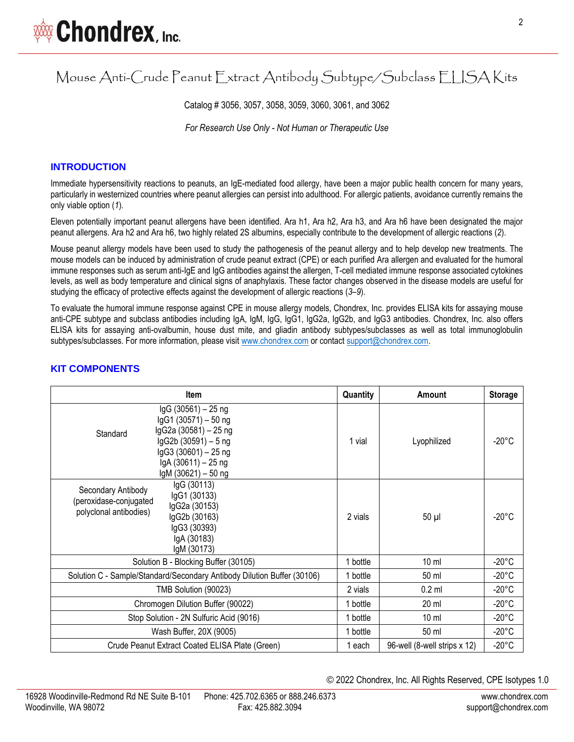# Mouse Anti-Crude Peanut Extract Antibody Subtype/Subclass ELISA Kits

Catalog # 3056, 3057, 3058, 3059, 3060, 3061, and 3062

*For Research Use Only - Not Human or Therapeutic Use*

## INTRODUCTION

Immediate hypersensitivity reactions to peanuts, an IgE-mediated food allergy, have been a major public health concern for many years, particularly in westernized countries where peanut allergies can persist into adulthood. For allergic patients, avoidance currently remains the only viable option (*1*).

Eleven potentially important peanut allergens have been identified. Ara h1, Ara h2, Ara h3, and Ara h6 have been designated the major peanut allergens. Ara h2 and Ara h6, two highly related 2S albumins, especially contribute to the development of allergic reactions (*2*).

Mouse peanut allergy models have been used to study the pathogenesis of the peanut allergy and to help develop new treatments. The mouse models can be induced by administration of crude peanut extract (CPE) or each purified Ara allergen and evaluated for the humoral immune responses such as serum anti-IgE and IgG antibodies against the allergen, T-cell mediated immune response associated cytokines levels, as well as body temperature and clinical signs of anaphylaxis. These factor changes observed in the disease models are useful for studying the efficacy of protective effects against the development of allergic reactions (*3–9*).

To evaluate the humoral immune response against CPE in mouse allergy models, Chondrex, Inc. provides ELISA kits for assaying mouse anti-CPE subtype and subclass antibodies including IgA, IgM, IgG, IgG1, IgG2a, IgG2b, and IgG3 antibodies. Chondrex, Inc. also offers ELISA kits for assaying anti-ovalbumin, house dust mite, and gliadin antibody subtypes/subclasses as well as total immunoglobulin subtypes/subclasses. For more information, please visit www.chondrex.com or contact support@chondrex.com.

## KIT COMPONENTS

| Item | | Quantity | Amount | Storage |
|---|---|---|---|---|
| Standard | IgG (30561) – 25 ng<br>IgG1 (30571) – 50 ng<br>IgG2a (30581) – 25 ng<br>IgG2b (30591) – 5 ng<br>IgG3 (30601) – 25 ng<br>IgA (30611) – 25 ng<br>IgM (30621) – 50 ng | 1 vial | Lyophilized | -20°C |
| Secondary Antibody (peroxidase-conjugated polyclonal antibodies) | IgG (30113)<br>IgG1 (30133)<br>IgG2a (30153)<br>IgG2b (30163)<br>IgG3 (30393)<br>IgA (30183)<br>IgM (30173) | 2 vials | 50 µl | -20°C |
| Solution B - Blocking Buffer (30105) | | 1 bottle | 10 ml | -20°C |
| Solution C - Sample/Standard/Secondary Antibody Dilution Buffer (30106) | | 1 bottle | 50 ml | -20°C |
| TMB Solution (90023) | | 2 vials | 0.2 ml | -20°C |
| Chromogen Dilution Buffer (90022) | | 1 bottle | 20 ml | -20°C |
| Stop Solution - 2N Sulfuric Acid (9016) | | 1 bottle | 10 ml | -20°C |
| Wash Buffer, 20X (9005) | | 1 bottle | 50 ml | -20°C |
| Crude Peanut Extract Coated ELISA Plate (Green) | | 1 each | 96-well (8-well strips x 12) | -20°C |

© 2022 Chondrex, Inc. All Rights Reserved, CPE Isotypes 1.0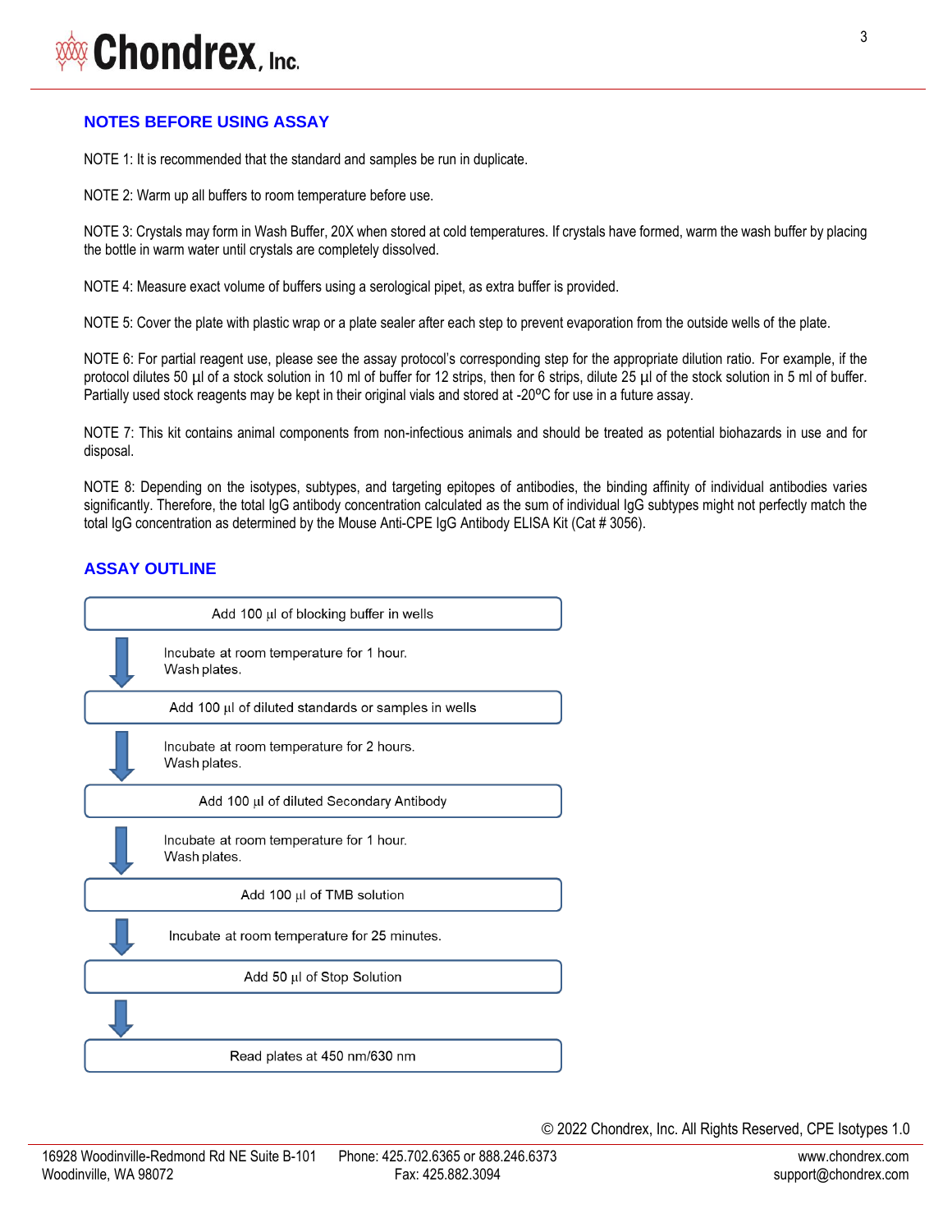## NOTES BEFORE USING ASSAY

NOTE 1: It is recommended that the standard and samples be run in duplicate.

NOTE 2: Warm up all buffers to room temperature before use.

NOTE 3: Crystals may form in Wash Buffer, 20X when stored at cold temperatures. If crystals have formed, warm the wash buffer by placing the bottle in warm water until crystals are completely dissolved.

NOTE 4: Measure exact volume of buffers using a serological pipet, as extra buffer is provided.

NOTE 5: Cover the plate with plastic wrap or a plate sealer after each step to prevent evaporation from the outside wells of the plate.

NOTE 6: For partial reagent use, please see the assay protocol's corresponding step for the appropriate dilution ratio. For example, if the protocol dilutes 50 µl of a stock solution in 10 ml of buffer for 12 strips, then for 6 strips, dilute 25 µl of the stock solution in 5 ml of buffer. Partially used stock reagents may be kept in their original vials and stored at -20ºC for use in a future assay.

NOTE 7: This kit contains animal components from non-infectious animals and should be treated as potential biohazards in use and for disposal.

NOTE 8: Depending on the isotypes, subtypes, and targeting epitopes of antibodies, the binding affinity of individual antibodies varies significantly. Therefore, the total IgG antibody concentration calculated as the sum of individual IgG subtypes might not perfectly match the total IgG concentration as determined by the Mouse Anti-CPE IgG Antibody ELISA Kit (Cat # 3056).

## ASSAY OUTLINE

Add 100 µl of blocking buffer in wells

↓ Incubate at room temperature for 1 hour. Wash plates.

Add 100 µl of diluted standards or samples in wells

↓ Incubate at room temperature for 2 hours. Wash plates.

Add 100 µl of diluted Secondary Antibody

↓ Incubate at room temperature for 1 hour. Wash plates.

Add 100 µl of TMB solution

↓ Incubate at room temperature for 25 minutes.

Add 50 µl of Stop Solution

↓

Read plates at 450 nm/630 nm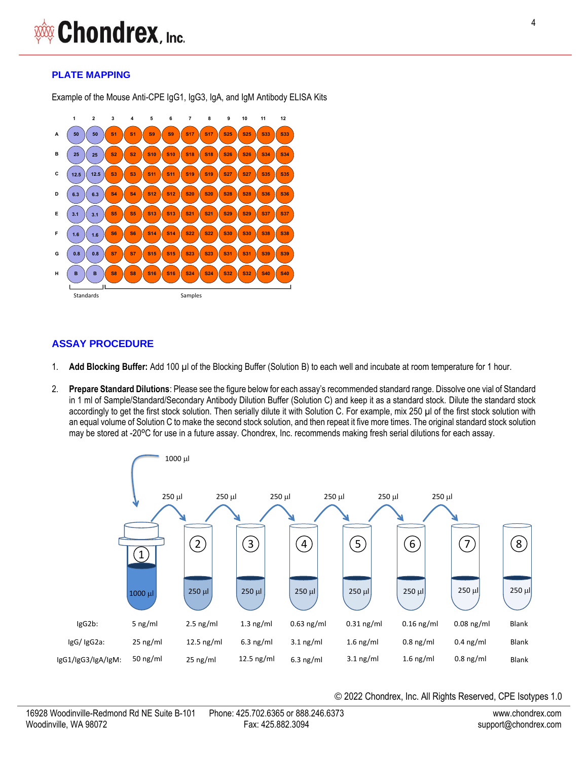## PLATE MAPPING

Example of the Mouse Anti-CPE IgG1, IgG3, IgA, and IgM Antibody ELISA Kits

| | 1 | 2 | 3 | 4 | 5 | 6 | 7 | 8 | 9 | 10 | 11 | 12 |
|---|---|---|---|---|---|---|---|---|---|---|---|---|
| A | 50 | 50 | S1 | S1 | S9 | S9 | S17 | S17 | S25 | S25 | S33 | S33 |
| B | 25 | 25 | S2 | S2 | S10 | S10 | S18 | S18 | S26 | S26 | S34 | S34 |
| C | 12.5 | 12.5 | S3 | S3 | S11 | S11 | S19 | S19 | S27 | S27 | S35 | S35 |
| D | 6.3 | 6.3 | S4 | S4 | S12 | S12 | S20 | S20 | S28 | S28 | S36 | S36 |
| E | 3.1 | 3.1 | S5 | S5 | S13 | S13 | S21 | S21 | S29 | S29 | S37 | S37 |
| F | 1.6 | 1.6 | S6 | S6 | S14 | S14 | S22 | S22 | S30 | S30 | S38 | S38 |
| G | 0.8 | 0.8 | S7 | S7 | S15 | S15 | S23 | S23 | S31 | S31 | S39 | S39 |
| H | B | B | S8 | S8 | S16 | S16 | S24 | S24 | S32 | S32 | S40 | S40 |

Standards (columns 1–2); Samples (columns 3–12)

## ASSAY PROCEDURE

1. **Add Blocking Buffer:** Add 100 µl of the Blocking Buffer (Solution B) to each well and incubate at room temperature for 1 hour.

2. **Prepare Standard Dilutions**: Please see the figure below for each assay's recommended standard range. Dissolve one vial of Standard in 1 ml of Sample/Standard/Secondary Antibody Dilution Buffer (Solution C) and keep it as a standard stock. Dilute the standard stock accordingly to get the first stock solution. Then serially dilute it with Solution C. For example, mix 250 µl of the first stock solution with an equal volume of Solution C to make the second stock solution, and then repeat it five more times. The original standard stock solution may be stored at -20ºC for use in a future assay. Chondrex, Inc. recommends making fresh serial dilutions for each assay.

(Tube 1: 1000 µl added; 250 µl transferred serially from tube 1 to tube 7; tubes 2–8 each contain 250 µl)

| | 1 (1000 µl) | 2 (250 µl) | 3 (250 µl) | 4 (250 µl) | 5 (250 µl) | 6 (250 µl) | 7 (250 µl) | 8 (250 µl) |
|---|---|---|---|---|---|---|---|---|
| IgG2b: | 5 ng/ml | 2.5 ng/ml | 1.3 ng/ml | 0.63 ng/ml | 0.31 ng/ml | 0.16 ng/ml | 0.08 ng/ml | Blank |
| IgG/ IgG2a: | 25 ng/ml | 12.5 ng/ml | 6.3 ng/ml | 3.1 ng/ml | 1.6 ng/ml | 0.8 ng/ml | 0.4 ng/ml | Blank |
| IgG1/IgG3/IgA/IgM: | 50 ng/ml | 25 ng/ml | 12.5 ng/ml | 6.3 ng/ml | 3.1 ng/ml | 1.6 ng/ml | 0.8 ng/ml | Blank |

© 2022 Chondrex, Inc. All Rights Reserved, CPE Isotypes 1.0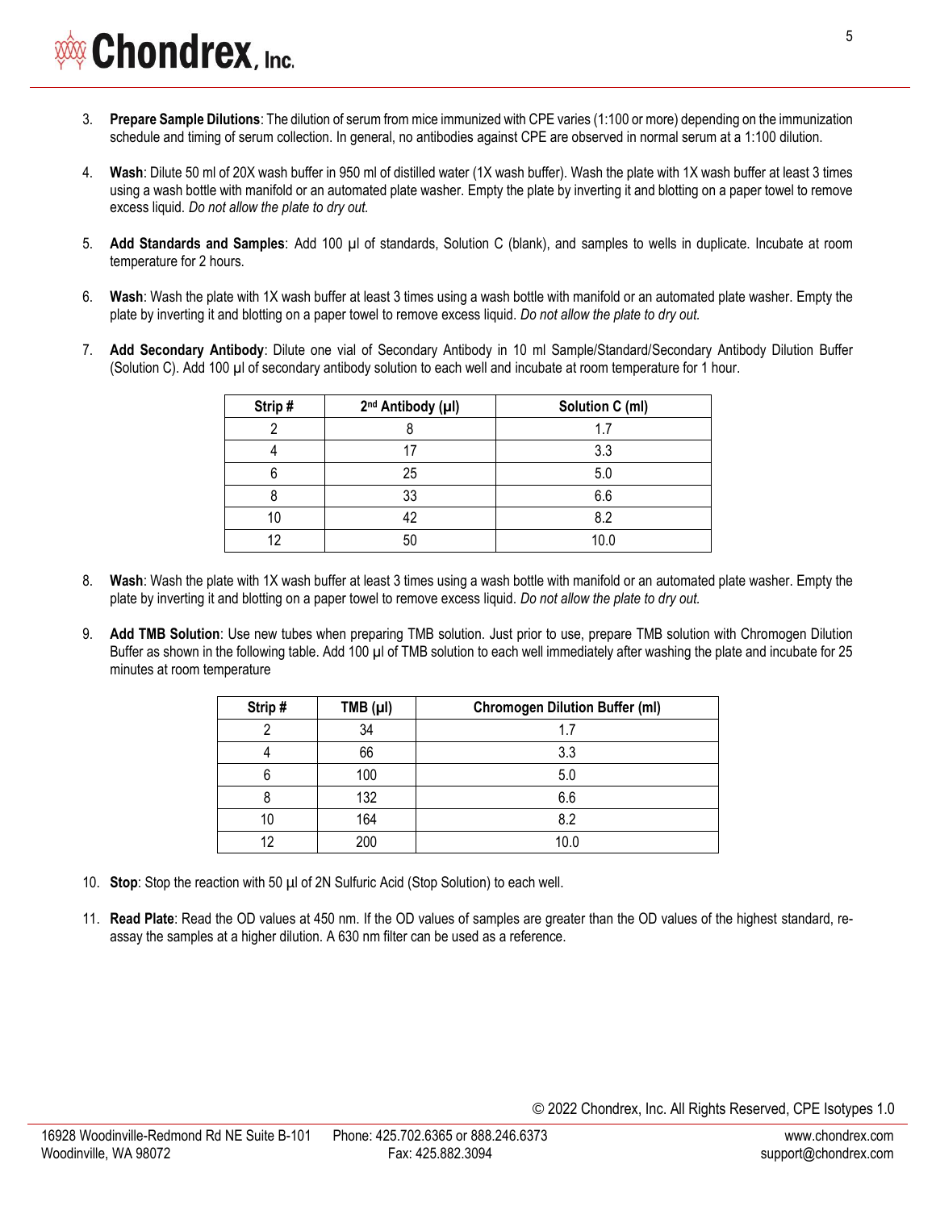3. **Prepare Sample Dilutions**: The dilution of serum from mice immunized with CPE varies (1:100 or more) depending on the immunization schedule and timing of serum collection. In general, no antibodies against CPE are observed in normal serum at a 1:100 dilution.

4. **Wash**: Dilute 50 ml of 20X wash buffer in 950 ml of distilled water (1X wash buffer). Wash the plate with 1X wash buffer at least 3 times using a wash bottle with manifold or an automated plate washer. Empty the plate by inverting it and blotting on a paper towel to remove excess liquid. *Do not allow the plate to dry out.*

5. **Add Standards and Samples**: Add 100 µl of standards, Solution C (blank), and samples to wells in duplicate. Incubate at room temperature for 2 hours.

6. **Wash**: Wash the plate with 1X wash buffer at least 3 times using a wash bottle with manifold or an automated plate washer. Empty the plate by inverting it and blotting on a paper towel to remove excess liquid. *Do not allow the plate to dry out.*

7. **Add Secondary Antibody**: Dilute one vial of Secondary Antibody in 10 ml Sample/Standard/Secondary Antibody Dilution Buffer (Solution C). Add 100 µl of secondary antibody solution to each well and incubate at room temperature for 1 hour.

| Strip # | 2nd Antibody (µl) | Solution C (ml) |
|---|---|---|
| 2 | 8 | 1.7 |
| 4 | 17 | 3.3 |
| 6 | 25 | 5.0 |
| 8 | 33 | 6.6 |
| 10 | 42 | 8.2 |
| 12 | 50 | 10.0 |

8. **Wash**: Wash the plate with 1X wash buffer at least 3 times using a wash bottle with manifold or an automated plate washer. Empty the plate by inverting it and blotting on a paper towel to remove excess liquid. *Do not allow the plate to dry out.*

9. **Add TMB Solution**: Use new tubes when preparing TMB solution. Just prior to use, prepare TMB solution with Chromogen Dilution Buffer as shown in the following table. Add 100 µl of TMB solution to each well immediately after washing the plate and incubate for 25 minutes at room temperature

| Strip # | TMB (µl) | Chromogen Dilution Buffer (ml) |
|---|---|---|
| 2 | 34 | 1.7 |
| 4 | 66 | 3.3 |
| 6 | 100 | 5.0 |
| 8 | 132 | 6.6 |
| 10 | 164 | 8.2 |
| 12 | 200 | 10.0 |

10. **Stop**: Stop the reaction with 50 µl of 2N Sulfuric Acid (Stop Solution) to each well.

11. **Read Plate**: Read the OD values at 450 nm. If the OD values of samples are greater than the OD values of the highest standard, re-assay the samples at a higher dilution. A 630 nm filter can be used as a reference.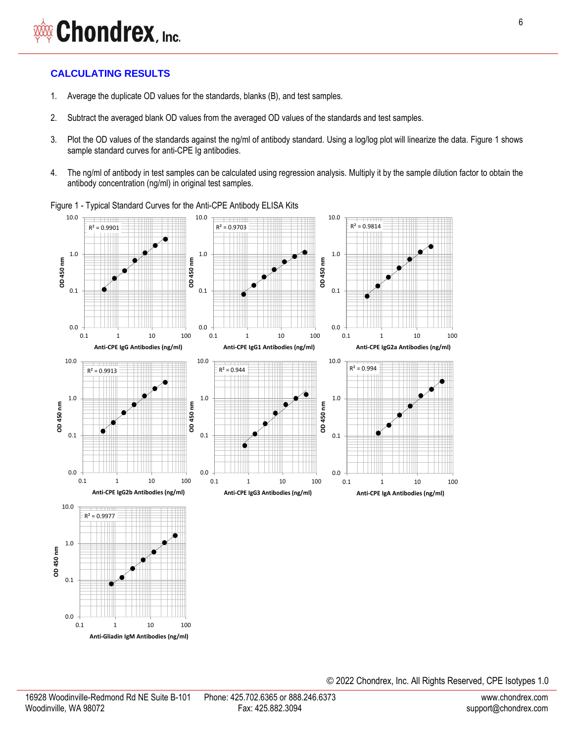## CALCULATING RESULTS

1. Average the duplicate OD values for the standards, blanks (B), and test samples.

2. Subtract the averaged blank OD values from the averaged OD values of the standards and test samples.

3. Plot the OD values of the standards against the ng/ml of antibody standard. Using a log/log plot will linearize the data. Figure 1 shows sample standard curves for anti-CPE Ig antibodies.

4. The ng/ml of antibody in test samples can be calculated using regression analysis. Multiply it by the sample dilution factor to obtain the antibody concentration (ng/ml) in original test samples.

Figure 1 - Typical Standard Curves for the Anti-CPE Antibody ELISA Kits

| Standard Curve | $R^2$ | Y-axis | X-axis |
|---|---|---|---|
| Anti-CPE IgG Antibodies (ng/ml) | 0.9901 | OD 450 nm | Anti-CPE IgG Antibodies (ng/ml) |
| Anti-CPE IgG1 Antibodies (ng/ml) | 0.9703 | OD 450 nm | Anti-CPE IgG1 Antibodies (ng/ml) |
| Anti-CPE IgG2a Antibodies (ng/ml) | 0.9814 | OD 450 nm | Anti-CPE IgG2a Antibodies (ng/ml) |
| Anti-CPE IgG2b Antibodies (ng/ml) | 0.9913 | OD 450 nm | Anti-CPE IgG2b Antibodies (ng/ml) |
| Anti-CPE IgG3 Antibodies (ng/ml) | 0.944 | OD 450 nm | Anti-CPE IgG3 Antibodies (ng/ml) |
| Anti-CPE IgA Antibodies (ng/ml) | 0.994 | OD 450 nm | Anti-CPE IgA Antibodies (ng/ml) |
| Anti-Gliadin IgM Antibodies (ng/ml) | 0.9977 | OD 450 nm | Anti-Gliadin IgM Antibodies (ng/ml) |

© 2022 Chondrex, Inc. All Rights Reserved, CPE Isotypes 1.0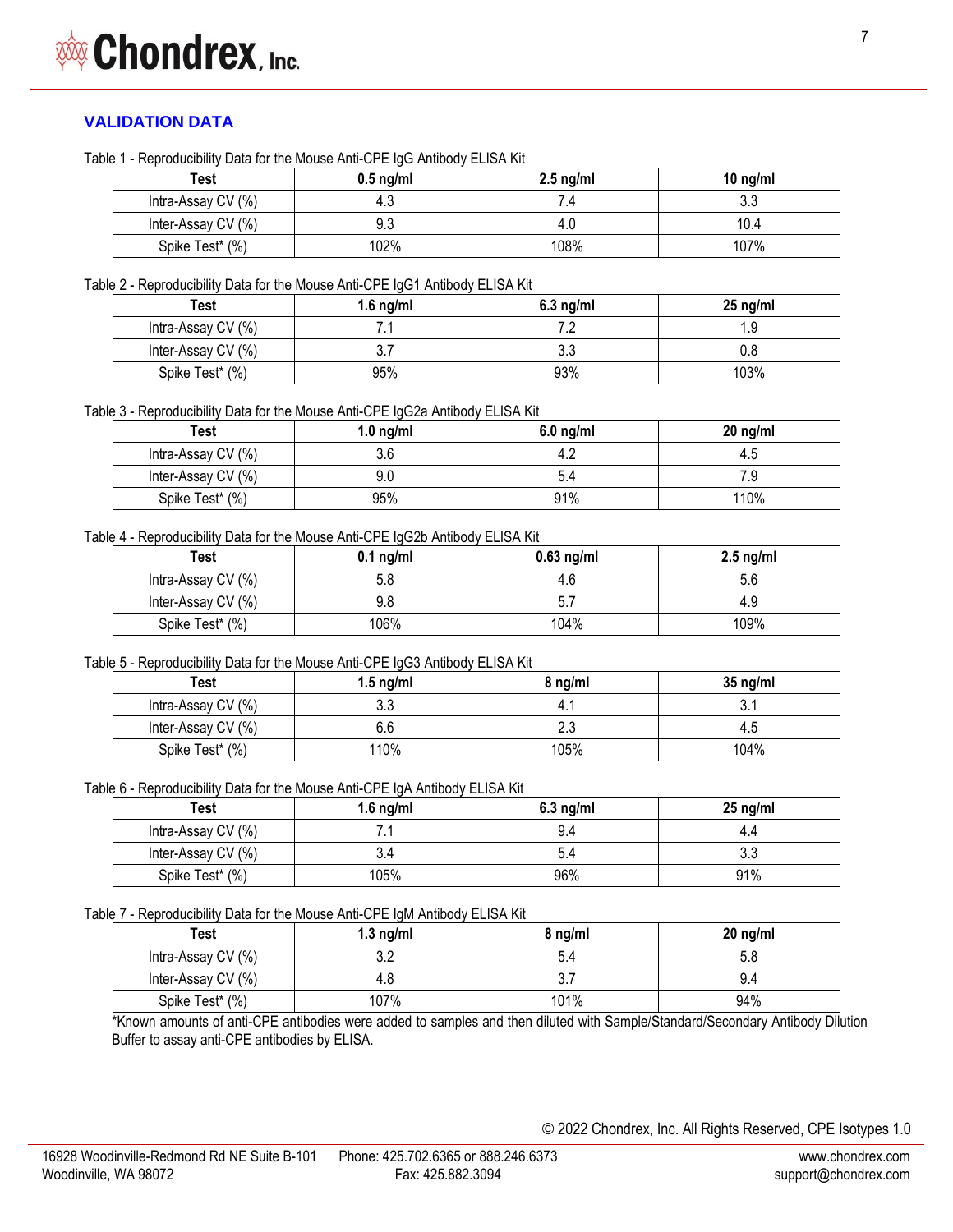## VALIDATION DATA

Table 1 - Reproducibility Data for the Mouse Anti-CPE IgG Antibody ELISA Kit

| Test | 0.5 ng/ml | 2.5 ng/ml | 10 ng/ml |
|---|---|---|---|
| Intra-Assay CV (%) | 4.3 | 7.4 | 3.3 |
| Inter-Assay CV (%) | 9.3 | 4.0 | 10.4 |
| Spike Test* (%) | 102% | 108% | 107% |

Table 2 - Reproducibility Data for the Mouse Anti-CPE IgG1 Antibody ELISA Kit

| Test | 1.6 ng/ml | 6.3 ng/ml | 25 ng/ml |
|---|---|---|---|
| Intra-Assay CV (%) | 7.1 | 7.2 | 1.9 |
| Inter-Assay CV (%) | 3.7 | 3.3 | 0.8 |
| Spike Test* (%) | 95% | 93% | 103% |

Table 3 - Reproducibility Data for the Mouse Anti-CPE IgG2a Antibody ELISA Kit

| Test | 1.0 ng/ml | 6.0 ng/ml | 20 ng/ml |
|---|---|---|---|
| Intra-Assay CV (%) | 3.6 | 4.2 | 4.5 |
| Inter-Assay CV (%) | 9.0 | 5.4 | 7.9 |
| Spike Test* (%) | 95% | 91% | 110% |

Table 4 - Reproducibility Data for the Mouse Anti-CPE IgG2b Antibody ELISA Kit

| Test | 0.1 ng/ml | 0.63 ng/ml | 2.5 ng/ml |
|---|---|---|---|
| Intra-Assay CV (%) | 5.8 | 4.6 | 5.6 |
| Inter-Assay CV (%) | 9.8 | 5.7 | 4.9 |
| Spike Test* (%) | 106% | 104% | 109% |

Table 5 - Reproducibility Data for the Mouse Anti-CPE IgG3 Antibody ELISA Kit

| Test | 1.5 ng/ml | 8 ng/ml | 35 ng/ml |
|---|---|---|---|
| Intra-Assay CV (%) | 3.3 | 4.1 | 3.1 |
| Inter-Assay CV (%) | 6.6 | 2.3 | 4.5 |
| Spike Test* (%) | 110% | 105% | 104% |

Table 6 - Reproducibility Data for the Mouse Anti-CPE IgA Antibody ELISA Kit

| Test | 1.6 ng/ml | 6.3 ng/ml | 25 ng/ml |
|---|---|---|---|
| Intra-Assay CV (%) | 7.1 | 9.4 | 4.4 |
| Inter-Assay CV (%) | 3.4 | 5.4 | 3.3 |
| Spike Test* (%) | 105% | 96% | 91% |

Table 7 - Reproducibility Data for the Mouse Anti-CPE IgM Antibody ELISA Kit

| Test | 1.3 ng/ml | 8 ng/ml | 20 ng/ml |
|---|---|---|---|
| Intra-Assay CV (%) | 3.2 | 5.4 | 5.8 |
| Inter-Assay CV (%) | 4.8 | 3.7 | 9.4 |
| Spike Test* (%) | 107% | 101% | 94% |

*Known amounts of anti-CPE antibodies were added to samples and then diluted with Sample/Standard/Secondary Antibody Dilution Buffer to assay anti-CPE antibodies by ELISA.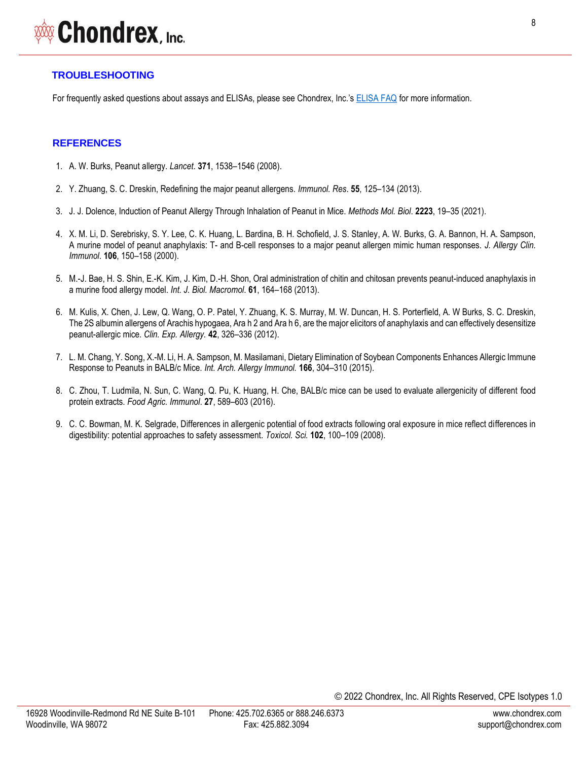## TROUBLESHOOTING

For frequently asked questions about assays and ELISAs, please see Chondrex, Inc.'s ELISA FAQ for more information.

## REFERENCES

1. A. W. Burks, Peanut allergy. *Lancet*. **371**, 1538–1546 (2008).

2. Y. Zhuang, S. C. Dreskin, Redefining the major peanut allergens. *Immunol. Res*. **55**, 125–134 (2013).

3. J. J. Dolence, Induction of Peanut Allergy Through Inhalation of Peanut in Mice. *Methods Mol. Biol*. **2223**, 19–35 (2021).

4. X. M. Li, D. Serebrisky, S. Y. Lee, C. K. Huang, L. Bardina, B. H. Schofield, J. S. Stanley, A. W. Burks, G. A. Bannon, H. A. Sampson, A murine model of peanut anaphylaxis: T- and B-cell responses to a major peanut allergen mimic human responses. *J. Allergy Clin. Immunol*. **106**, 150–158 (2000).

5. M.-J. Bae, H. S. Shin, E.-K. Kim, J. Kim, D.-H. Shon, Oral administration of chitin and chitosan prevents peanut-induced anaphylaxis in a murine food allergy model. *Int. J. Biol. Macromol*. **61**, 164–168 (2013).

6. M. Kulis, X. Chen, J. Lew, Q. Wang, O. P. Patel, Y. Zhuang, K. S. Murray, M. W. Duncan, H. S. Porterfield, A. W Burks, S. C. Dreskin, The 2S albumin allergens of Arachis hypogaea, Ara h 2 and Ara h 6, are the major elicitors of anaphylaxis and can effectively desensitize peanut-allergic mice. *Clin. Exp. Allergy*. **42**, 326–336 (2012).

7. L. M. Chang, Y. Song, X.-M. Li, H. A. Sampson, M. Masilamani, Dietary Elimination of Soybean Components Enhances Allergic Immune Response to Peanuts in BALB/c Mice. *Int. Arch. Allergy Immunol.* **166**, 304–310 (2015).

8. C. Zhou, T. Ludmila, N. Sun, C. Wang, Q. Pu, K. Huang, H. Che, BALB/c mice can be used to evaluate allergenicity of different food protein extracts. *Food Agric. Immunol*. **27**, 589–603 (2016).

9. C. C. Bowman, M. K. Selgrade, Differences in allergenic potential of food extracts following oral exposure in mice reflect differences in digestibility: potential approaches to safety assessment. *Toxicol. Sci.* **102**, 100–109 (2008).